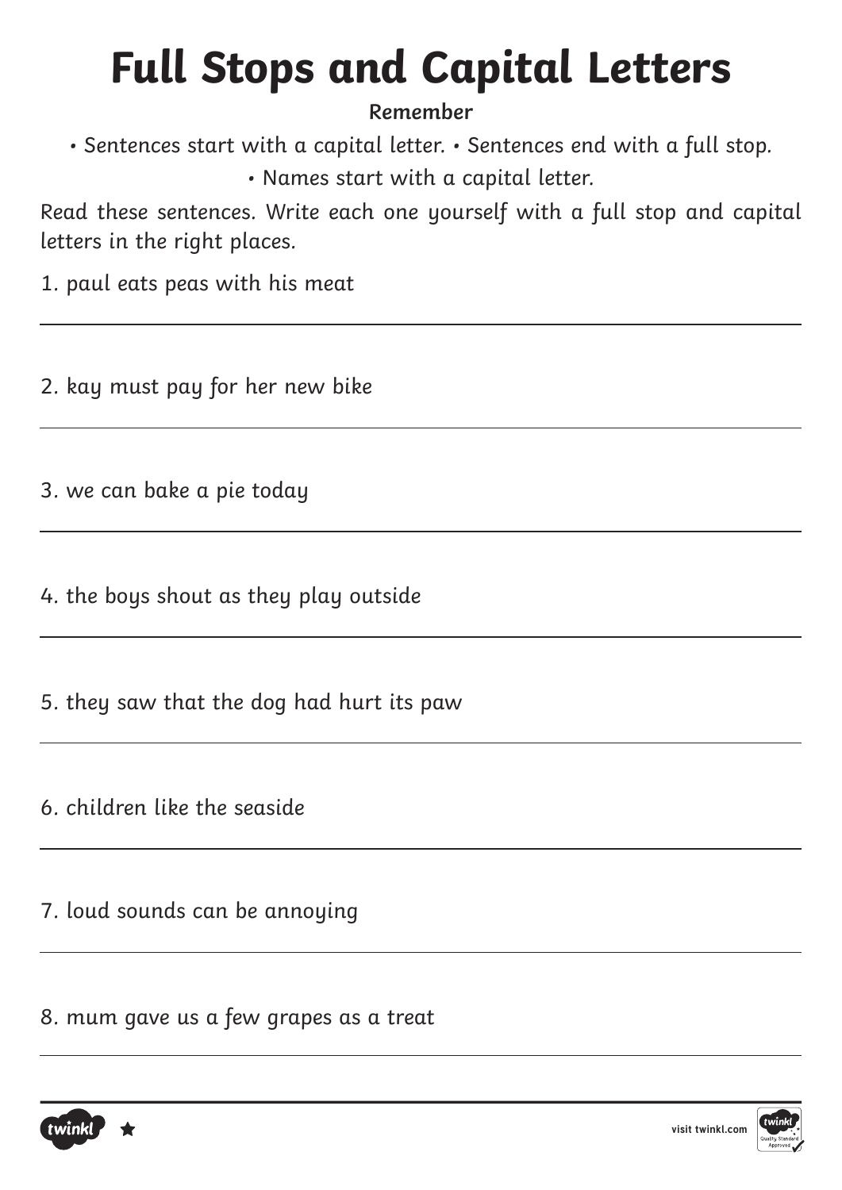# Full Stops and Capital Letters

**Remember**

- Sentences start with a capital letter.
- Sentences end with a full stop.
- Names start with a capital letter.

*Read these sentences. Write each one yourself with a full stop and capital letters in the right places.*

1. paul eats peas with his meat

___

2. kay must pay for her new bike

___

3. we can bake a pie today

___

4. the boys shout as they play outside

___

5. they saw that the dog had hurt its paw

___

6. children like the seaside

___

7. loud sounds can be annoying

___

8. mum gave us a few grapes as a treat

___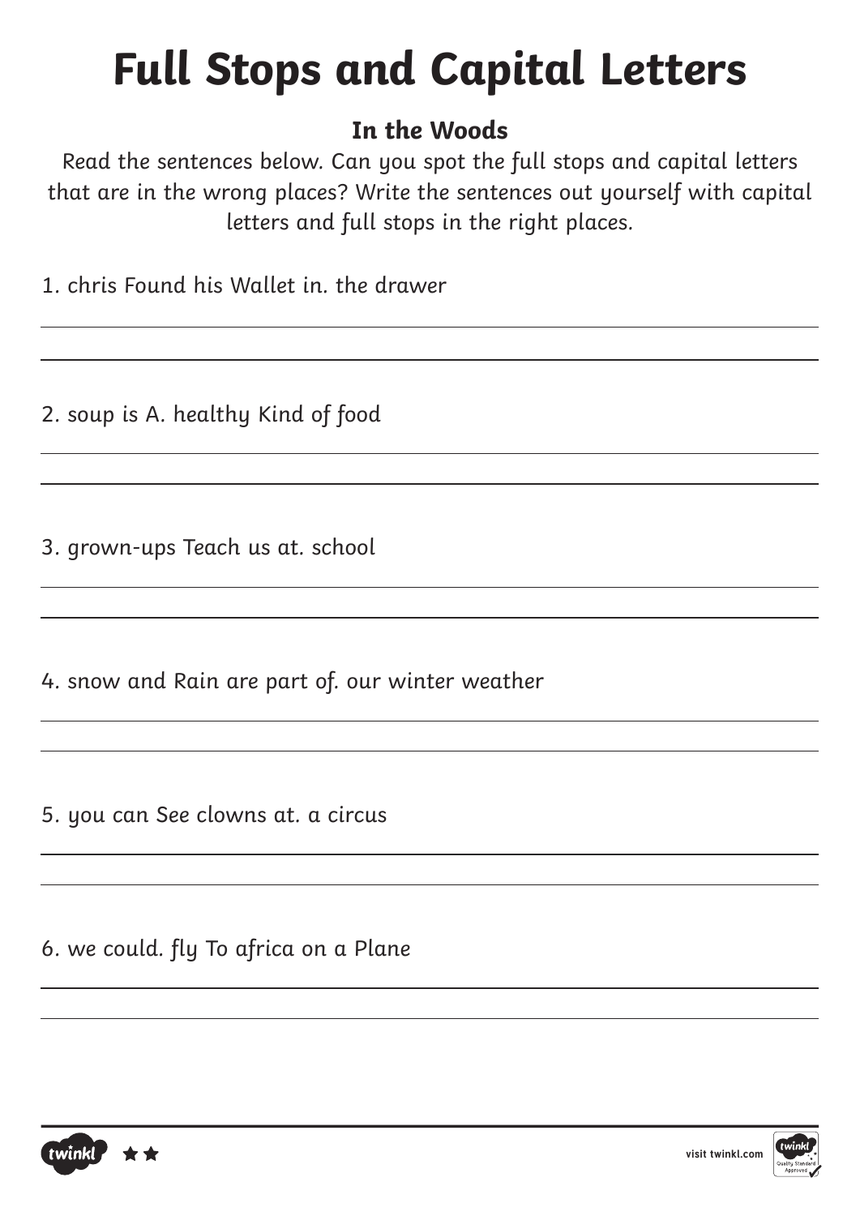# Full Stops and Capital Letters

**In the Woods**

Read the sentences below. Can you spot the full stops and capital letters that are in the wrong places? Write the sentences out yourself with capital letters and full stops in the right places.

1. chris Found his Wallet in. the drawer

2. soup is A. healthy Kind of food

3. grown-ups Teach us at. school

4. snow and Rain are part of. our winter weather

5. you can See clowns at. a circus

6. we could. fly To africa on a Plane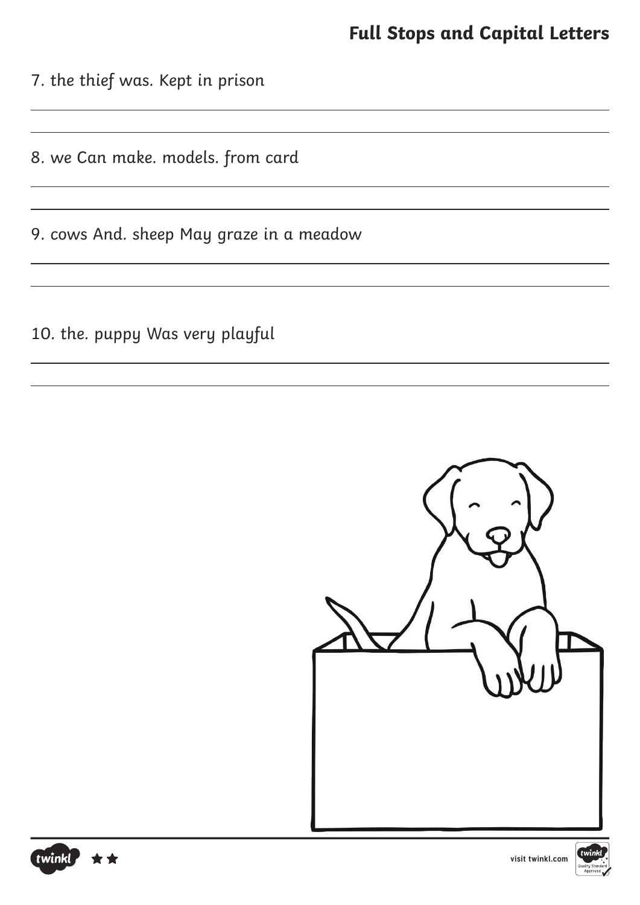## Full Stops and Capital Letters

7. the thief was. Kept in prison

8. we Can make. models. from card

9. cows And. sheep May graze in a meadow

10. the. puppy Was very playful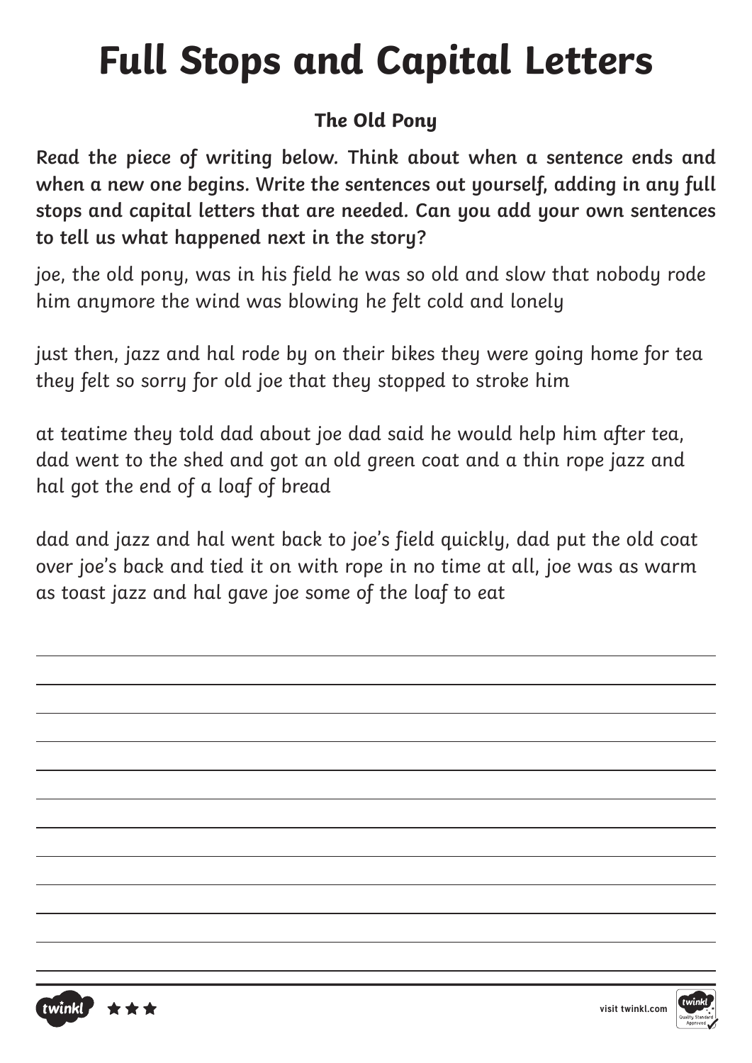# Full Stops and Capital Letters

**The Old Pony**

**Read the piece of writing below. Think about when a sentence ends and when a new one begins. Write the sentences out yourself, adding in any full stops and capital letters that are needed. Can you add your own sentences to tell us what happened next in the story?**

joe, the old pony, was in his field he was so old and slow that nobody rode him anymore the wind was blowing he felt cold and lonely

just then, jazz and hal rode by on their bikes they were going home for tea they felt so sorry for old joe that they stopped to stroke him

at teatime they told dad about joe dad said he would help him after tea, dad went to the shed and got an old green coat and a thin rope jazz and hal got the end of a loaf of bread

dad and jazz and hal went back to joe's field quickly, dad put the old coat over joe's back and tied it on with rope in no time at all, joe was as warm as toast jazz and hal gave joe some of the loaf to eat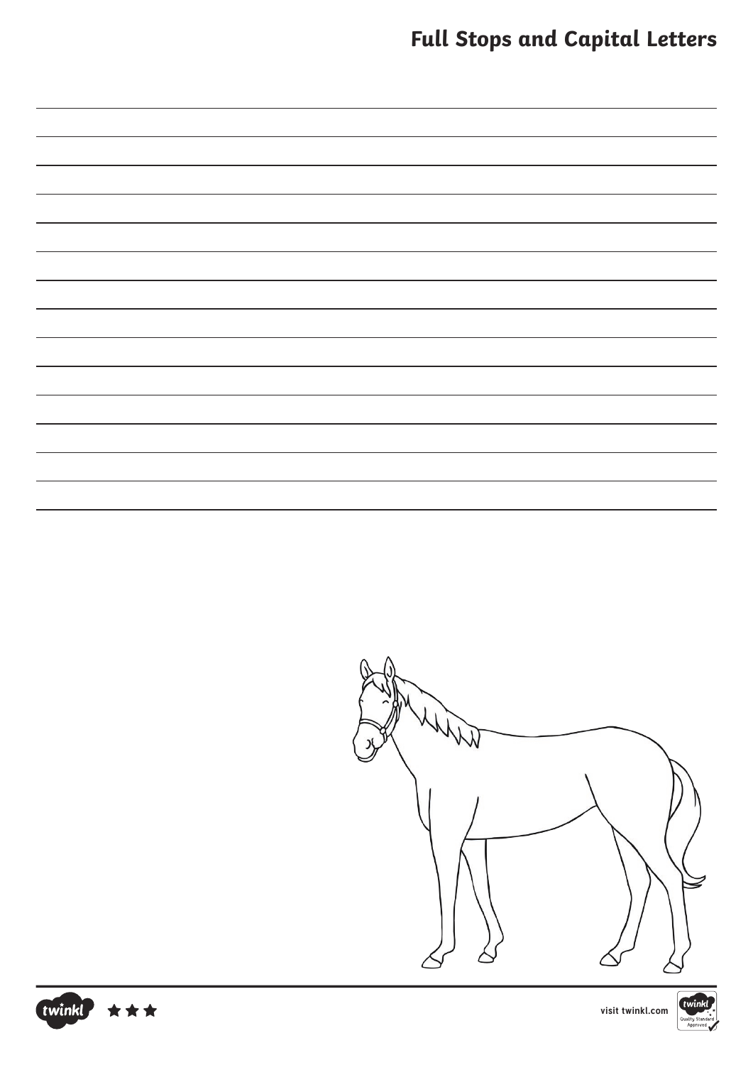# Full Stops and Capital Letters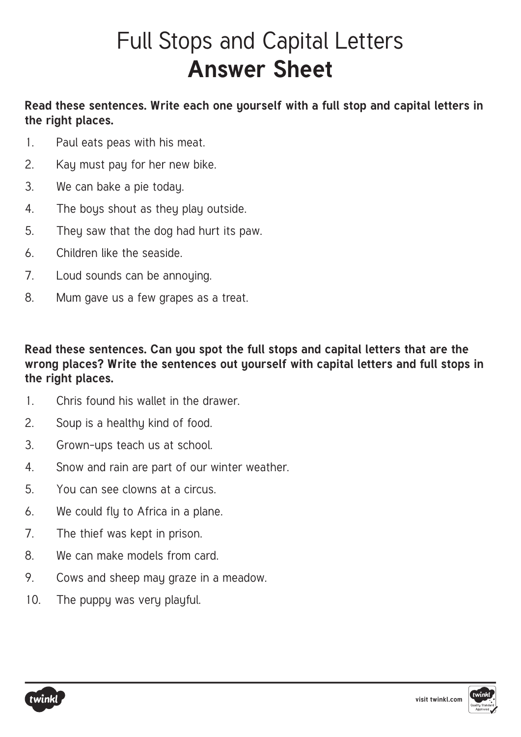# Full Stops and Capital Letters
## Answer Sheet

**Read these sentences. Write each one yourself with a full stop and capital letters in the right places.**

1. Paul eats peas with his meat.
2. Kay must pay for her new bike.
3. We can bake a pie today.
4. The boys shout as they play outside.
5. They saw that the dog had hurt its paw.
6. Children like the seaside.
7. Loud sounds can be annoying.
8. Mum gave us a few grapes as a treat.

**Read these sentences. Can you spot the full stops and capital letters that are the wrong places? Write the sentences out yourself with capital letters and full stops in the right places.**

1. Chris found his wallet in the drawer.
2. Soup is a healthy kind of food.
3. Grown-ups teach us at school.
4. Snow and rain are part of our winter weather.
5. You can see clowns at a circus.
6. We could fly to Africa in a plane.
7. The thief was kept in prison.
8. We can make models from card.
9. Cows and sheep may graze in a meadow.
10. The puppy was very playful.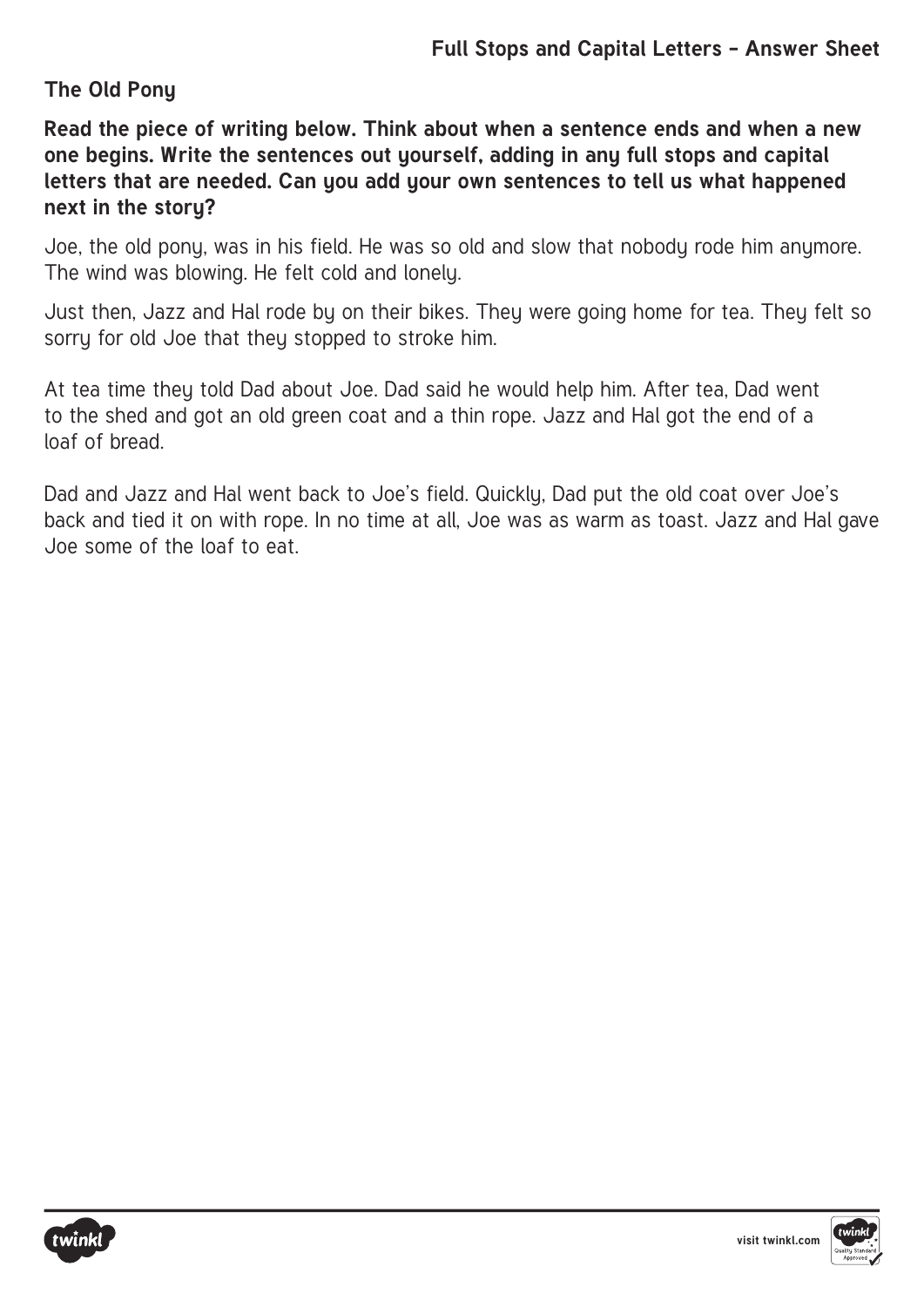## Full Stops and Capital Letters - Answer Sheet

### The Old Pony

**Read the piece of writing below. Think about when a sentence ends and when a new one begins. Write the sentences out yourself, adding in any full stops and capital letters that are needed. Can you add your own sentences to tell us what happened next in the story?**

Joe, the old pony, was in his field. He was so old and slow that nobody rode him anymore. The wind was blowing. He felt cold and lonely.

Just then, Jazz and Hal rode by on their bikes. They were going home for tea. They felt so sorry for old Joe that they stopped to stroke him.

At tea time they told Dad about Joe. Dad said he would help him. After tea, Dad went to the shed and got an old green coat and a thin rope. Jazz and Hal got the end of a loaf of bread.

Dad and Jazz and Hal went back to Joe's field. Quickly, Dad put the old coat over Joe's back and tied it on with rope. In no time at all, Joe was as warm as toast. Jazz and Hal gave Joe some of the loaf to eat.